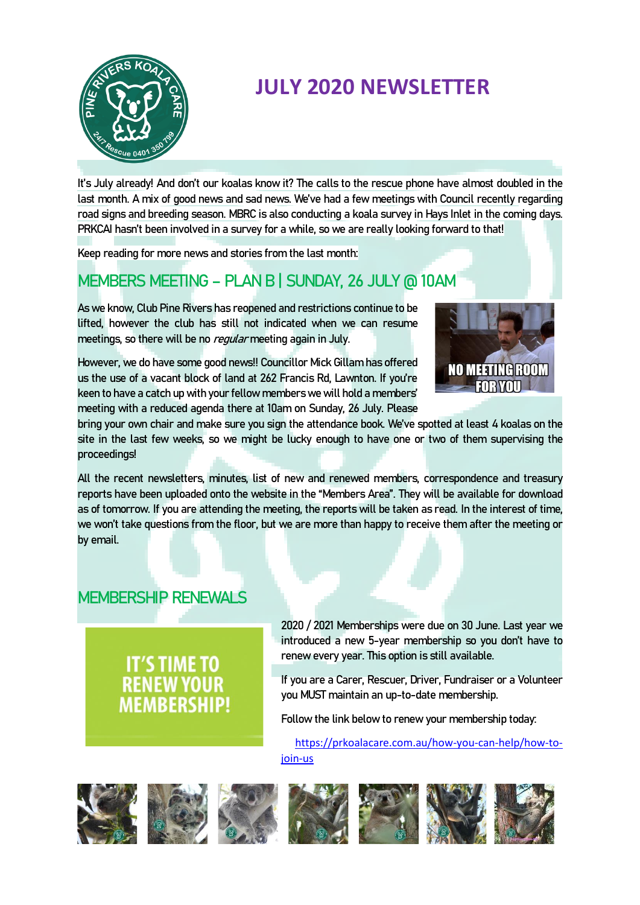# JULY 2020 NEWSLETTER

It's July already! And don't our koalas know it? The calls to the rescue phone have almost doubled in the last month. A mix of good news and sad news. We've had a few meetings with Council recently regarding road signs and breeding season. MBRC is also conducting a koala survey in Hays Inlet in the coming days. PRKCAI hasn't been involved in a survey for a while, so we are really looking forward to that!

Keep reading for more news and stories from the last month:

## MEMBERS MEETING – PLAN B | SUNDAY, 26 JULY @ 10AM

As we know, Club Pine Rivers has reopened and restrictions continue to be lifted, however the club has still not indicated when we can resume meetings, so there will be no *regular* meeting again in July.

However, we do have some good news!! Councillor Mick Gillam has offered us the use of a vacant block of land at 262 Francis Rd, Lawnton. If you're keen to have a catch up with your fellow members we will hold a members' meeting with a reduced agenda there at 10am on Sunday, 26 July. Please bring your own chair and make sure you sign the attendance book. We've spotted at least 4 koalas on the site in the last few weeks, so we might be lucky enough to have one or two of them supervising the proceedings!

All the recent newsletters, minutes, list of new and renewed members, correspondence and treasury reports have been uploaded onto the website in the "Members Area". They will be available for download as of tomorrow. If you are attending the meeting, the reports will be taken as read. In the interest of time, we won't take questions from the floor, but we are more than happy to receive them after the meeting or by email.

## MEMBERSHIP RENEWALS

IT'S TIME TO RENEW YOUR MEMBERSHIP!

2020 / 2021 Memberships were due on 30 June. Last year we introduced a new 5-year membership so you don't have to renew every year. This option is still available.

If you are a Carer, Rescuer, Driver, Fundraiser or a Volunteer you MUST maintain an up-to-date membership.

Follow the link below to renew your membership today:

https://prkoalacare.com.au/how-you-can-help/how-to-join-us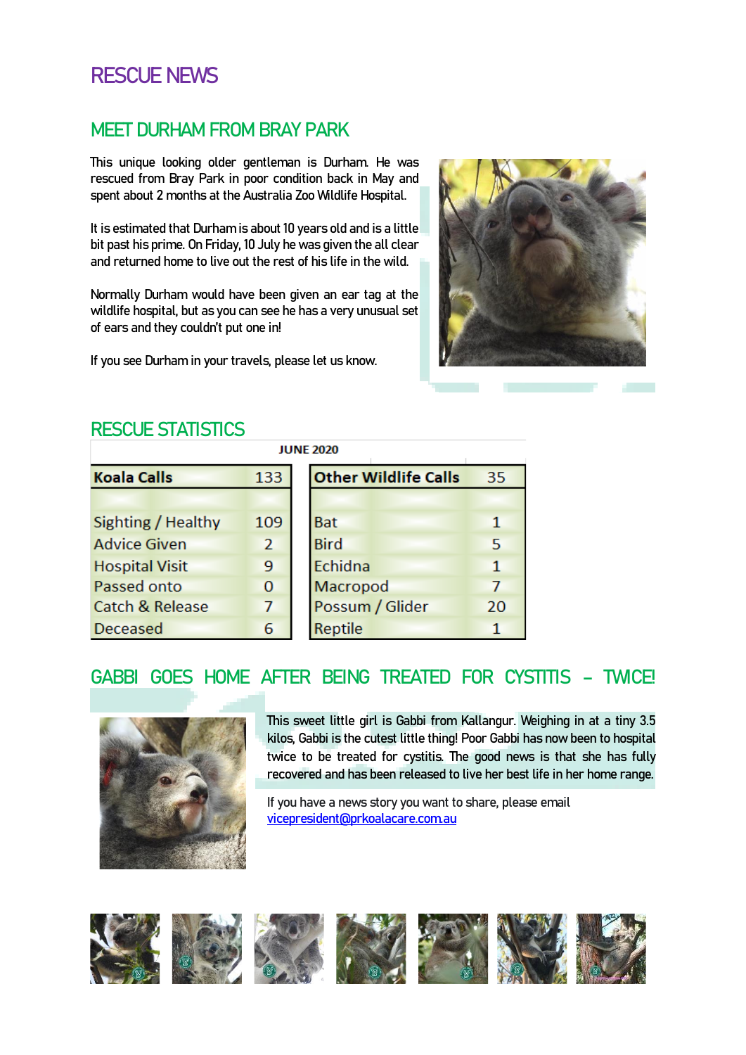# RESCUE NEWS

## MEET DURHAM FROM BRAY PARK

This unique looking older gentleman is Durham. He was rescued from Bray Park in poor condition back in May and spent about 2 months at the Australia Zoo Wildlife Hospital.

It is estimated that Durham is about 10 years old and is a little bit past his prime. On Friday, 10 July he was given the all clear and returned home to live out the rest of his life in the wild.

Normally Durham would have been given an ear tag at the wildlife hospital, but as you can see he has a very unusual set of ears and they couldn't put one in!

If you see Durham in your travels, please let us know.

## RESCUE STATISTICS

**JUNE 2020**

| Koala Calls | 133 |
|---|---|
| Sighting / Healthy | 109 |
| Advice Given | 2 |
| Hospital Visit | 9 |
| Passed onto | 0 |
| Catch & Release | 7 |
| Deceased | 6 |

| Other Wildlife Calls | 35 |
|---|---|
| Bat | 1 |
| Bird | 5 |
| Echidna | 1 |
| Macropod | 7 |
| Possum / Glider | 20 |
| Reptile | 1 |

## GABBI GOES HOME AFTER BEING TREATED FOR CYSTITIS – TWICE!

This sweet little girl is Gabbi from Kallangur. Weighing in at a tiny 3.5 kilos, Gabbi is the cutest little thing! Poor Gabbi has now been to hospital twice to be treated for cystitis. The good news is that she has fully recovered and has been released to live her best life in her home range.

If you have a news story you want to share, please email vicepresident@prkoalacare.com.au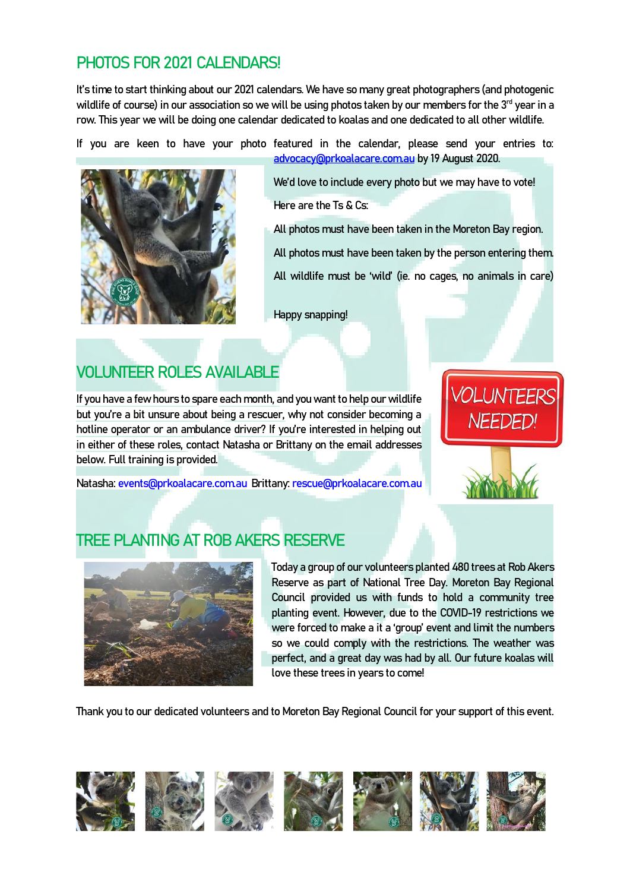## PHOTOS FOR 2021 CALENDARS!

It's time to start thinking about our 2021 calendars. We have so many great photographers (and photogenic wildlife of course) in our association so we will be using photos taken by our members for the 3rd year in a row. This year we will be doing one calendar dedicated to koalas and one dedicated to all other wildlife.

If you are keen to have your photo featured in the calendar, please send your entries to: advocacy@prkoalacare.com.au by 19 August 2020.

We'd love to include every photo but we may have to vote!

Here are the Ts & Cs:

All photos must have been taken in the Moreton Bay region.

All photos must have been taken by the person entering them.

All wildlife must be 'wild' (ie. no cages, no animals in care)

Happy snapping!

## VOLUNTEER ROLES AVAILABLE

If you have a few hours to spare each month, and you want to help our wildlife but you're a bit unsure about being a rescuer, why not consider becoming a hotline operator or an ambulance driver? If you're interested in helping out in either of these roles, contact Natasha or Brittany on the email addresses below. Full training is provided.

Natasha: events@prkoalacare.com.au Brittany: rescue@prkoalacare.com.au

## TREE PLANTING AT ROB AKERS RESERVE

Today a group of our volunteers planted 480 trees at Rob Akers Reserve as part of National Tree Day. Moreton Bay Regional Council provided us with funds to hold a community tree planting event. However, due to the COVID-19 restrictions we were forced to make a it a 'group' event and limit the numbers so we could comply with the restrictions. The weather was perfect, and a great day was had by all. Our future koalas will love these trees in years to come!

Thank you to our dedicated volunteers and to Moreton Bay Regional Council for your support of this event.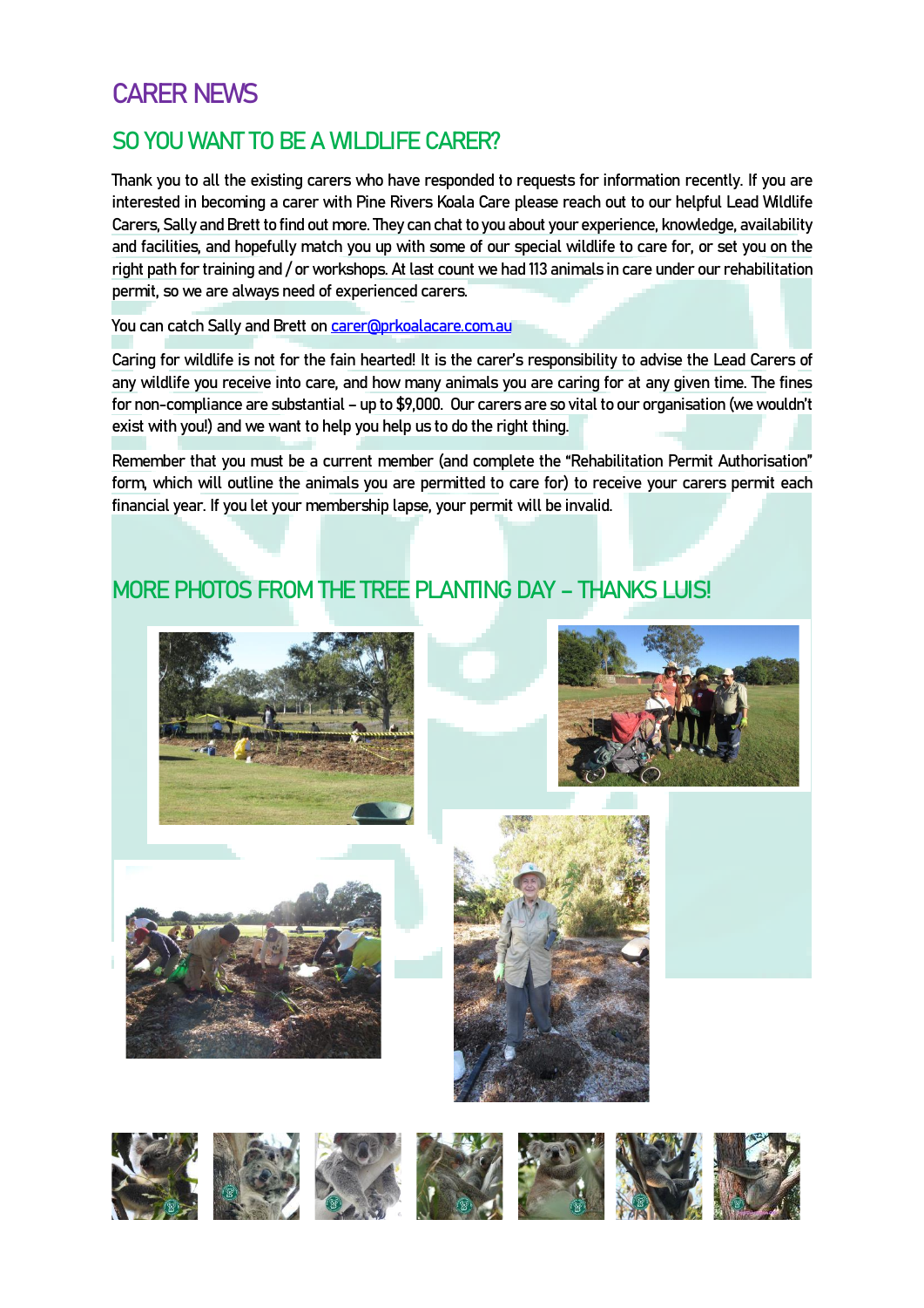# CARER NEWS

## SO YOU WANT TO BE A WILDLIFE CARER?

Thank you to all the existing carers who have responded to requests for information recently. If you are interested in becoming a carer with Pine Rivers Koala Care please reach out to our helpful Lead Wildlife Carers, Sally and Brett to find out more. They can chat to you about your experience, knowledge, availability and facilities, and hopefully match you up with some of our special wildlife to care for, or set you on the right path for training and / or workshops. At last count we had 113 animals in care under our rehabilitation permit, so we are always need of experienced carers.

You can catch Sally and Brett on carer@prkoalacare.com.au

Caring for wildlife is not for the fain hearted! It is the carer's responsibility to advise the Lead Carers of any wildlife you receive into care, and how many animals you are caring for at any given time. The fines for non-compliance are substantial – up to $9,000. Our carers are so vital to our organisation (we wouldn't exist with you!) and we want to help you help us to do the right thing.

Remember that you must be a current member (and complete the "Rehabilitation Permit Authorisation" form, which will outline the animals you are permitted to care for) to receive your carers permit each financial year. If you let your membership lapse, your permit will be invalid.

## MORE PHOTOS FROM THE TREE PLANTING DAY – THANKS LUIS!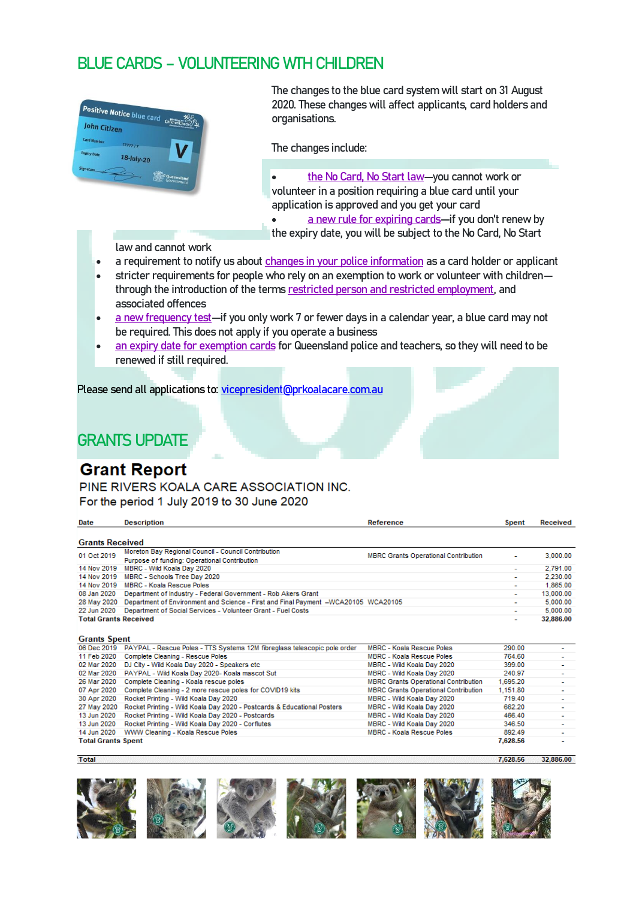## BLUE CARDS – VOLUNTEERING WTH CHILDREN

The changes to the blue card system will start on 31 August 2020. These changes will affect applicants, card holders and organisations.

The changes include:

- the No Card, No Start law—you cannot work or volunteer in a position requiring a blue card until your application is approved and you get your card
- a new rule for expiring cards—if you don't renew by the expiry date, you will be subject to the No Card, No Start law and cannot work
- a requirement to notify us about changes in your police information as a card holder or applicant
- stricter requirements for people who rely on an exemption to work or volunteer with children—through the introduction of the terms restricted person and restricted employment, and associated offences
- a new frequency test—if you only work 7 or fewer days in a calendar year, a blue card may not be required. This does not apply if you operate a business
- an expiry date for exemption cards for Queensland police and teachers, so they will need to be renewed if still required.

Please send all applications to: vicepresident@prkoalacare.com.au

## GRANTS UPDATE

# Grant Report

PINE RIVERS KOALA CARE ASSOCIATION INC.
For the period 1 July 2019 to 30 June 2020

| Date | Description | Reference | Spent | Received |
|---|---|---|---|---|
| **Grants Received** | | | | |
| 01 Oct 2019 | Moreton Bay Regional Council - Council Contribution Purpose of funding: Operational Contribution | MBRC Grants Operational Contribution | - | 3,000.00 |
| 14 Nov 2019 | MBRC - Wild Koala Day 2020 | | - | 2,791.00 |
| 14 Nov 2019 | MBRC - Schools Tree Day 2020 | | - | 2,230.00 |
| 14 Nov 2019 | MBRC - Koala Rescue Poles | | - | 1,865.00 |
| 08 Jan 2020 | Department of Industry - Federal Government - Rob Akers Grant | | - | 13,000.00 |
| 28 May 2020 | Department of Environment and Science - First and Final Payment –WCA20105 | WCA20105 | - | 5,000.00 |
| 22 Jun 2020 | Department of Social Services - Volunteer Grant - Fuel Costs | | - | 5,000.00 |
| **Total Grants Received** | | | - | **32,886.00** |
| **Grants Spent** | | | | |
| 06 Dec 2019 | PAYPAL - Rescue Poles - TTS Systems 12M fibreglass telescopic pole order | MBRC - Koala Rescue Poles | 290.00 | - |
| 11 Feb 2020 | Complete Cleaning - Rescue Poles | MBRC - Koala Rescue Poles | 764.60 | - |
| 02 Mar 2020 | DJ City - Wild Koala Day 2020 - Speakers etc | MBRC - Wild Koala Day 2020 | 399.00 | - |
| 02 Mar 2020 | PAYPAL - Wild Koala Day 2020- Koala mascot Sut | MBRC - Wild Koala Day 2020 | 240.97 | - |
| 26 Mar 2020 | Complete Cleaning - Koala rescue poles | MBRC Grants Operational Contribution | 1,695.20 | - |
| 07 Apr 2020 | Complete Cleaning - 2 more rescue poles for COVID19 kits | MBRC Grants Operational Contribution | 1,151.80 | - |
| 30 Apr 2020 | Rocket Printing - Wild Koala Day 2020 | MBRC - Wild Koala Day 2020 | 719.40 | - |
| 27 May 2020 | Rocket Printing - Wild Koala Day 2020 - Postcards & Educational Posters | MBRC - Wild Koala Day 2020 | 662.20 | - |
| 13 Jun 2020 | Rocket Printing - Wild Koala Day 2020 - Postcards | MBRC - Wild Koala Day 2020 | 466.40 | - |
| 13 Jun 2020 | Rocket Printing - Wild Koala Day 2020 - Corflutes | MBRC - Wild Koala Day 2020 | 346.50 | - |
| 14 Jun 2020 | WWW Cleaning - Koala Rescue Poles | MBRC - Koala Rescue Poles | 892.49 | - |
| **Total Grants Spent** | | | **7,628.56** | - |
| **Total** | | | **7,628.56** | **32,886.00** |